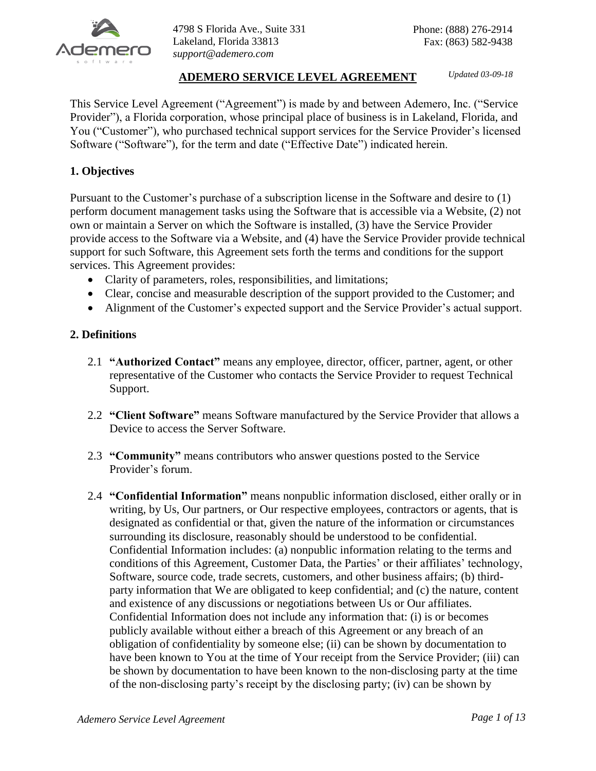4798 S Florida Ave., Suite 331
Lakeland, Florida 33813
*support@ademero.com*

Phone: (888) 276-2914
Fax: (863) 582-9438

# ADEMERO SERVICE LEVEL AGREEMENT

*Updated 03-09-18*

This Service Level Agreement ("Agreement") is made by and between Ademero, Inc. ("Service Provider"), a Florida corporation, whose principal place of business is in Lakeland, Florida, and You ("Customer"), who purchased technical support services for the Service Provider's licensed Software ("Software"), for the term and date ("Effective Date") indicated herein.

## 1. Objectives

Pursuant to the Customer's purchase of a subscription license in the Software and desire to (1) perform document management tasks using the Software that is accessible via a Website, (2) not own or maintain a Server on which the Software is installed, (3) have the Service Provider provide access to the Software via a Website, and (4) have the Service Provider provide technical support for such Software, this Agreement sets forth the terms and conditions for the support services. This Agreement provides:

- Clarity of parameters, roles, responsibilities, and limitations;
- Clear, concise and measurable description of the support provided to the Customer; and
- Alignment of the Customer's expected support and the Service Provider's actual support.

## 2. Definitions

2.1 **"Authorized Contact"** means any employee, director, officer, partner, agent, or other representative of the Customer who contacts the Service Provider to request Technical Support.

2.2 **"Client Software"** means Software manufactured by the Service Provider that allows a Device to access the Server Software.

2.3 **"Community"** means contributors who answer questions posted to the Service Provider's forum.

2.4 **"Confidential Information"** means nonpublic information disclosed, either orally or in writing, by Us, Our partners, or Our respective employees, contractors or agents, that is designated as confidential or that, given the nature of the information or circumstances surrounding its disclosure, reasonably should be understood to be confidential. Confidential Information includes: (a) nonpublic information relating to the terms and conditions of this Agreement, Customer Data, the Parties' or their affiliates' technology, Software, source code, trade secrets, customers, and other business affairs; (b) third-party information that We are obligated to keep confidential; and (c) the nature, content and existence of any discussions or negotiations between Us or Our affiliates. Confidential Information does not include any information that: (i) is or becomes publicly available without either a breach of this Agreement or any breach of an obligation of confidentiality by someone else; (ii) can be shown by documentation to have been known to You at the time of Your receipt from the Service Provider; (iii) can be shown by documentation to have been known to the non-disclosing party at the time of the non-disclosing party's receipt by the disclosing party; (iv) can be shown by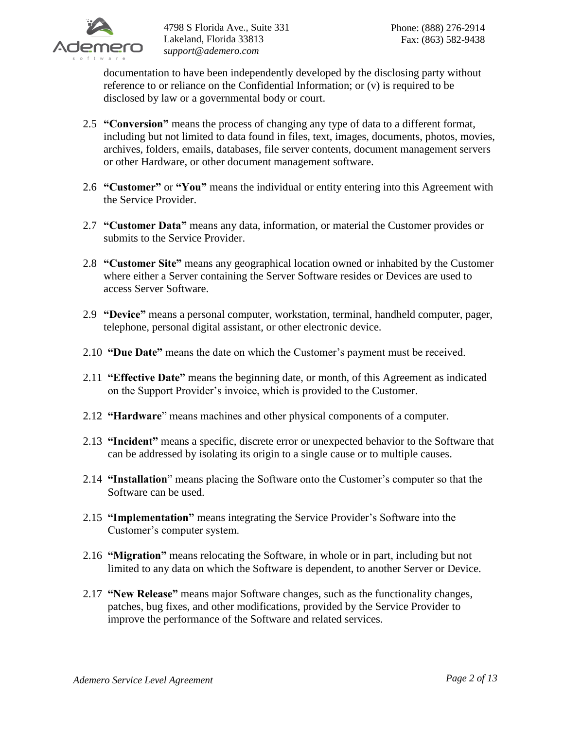documentation to have been independently developed by the disclosing party without reference to or reliance on the Confidential Information; or (v) is required to be disclosed by law or a governmental body or court.

2.5 **"Conversion"** means the process of changing any type of data to a different format, including but not limited to data found in files, text, images, documents, photos, movies, archives, folders, emails, databases, file server contents, document management servers or other Hardware, or other document management software.

2.6 **"Customer"** or **"You"** means the individual or entity entering into this Agreement with the Service Provider.

2.7 **"Customer Data"** means any data, information, or material the Customer provides or submits to the Service Provider.

2.8 **"Customer Site"** means any geographical location owned or inhabited by the Customer where either a Server containing the Server Software resides or Devices are used to access Server Software.

2.9 **"Device"** means a personal computer, workstation, terminal, handheld computer, pager, telephone, personal digital assistant, or other electronic device.

2.10 **"Due Date"** means the date on which the Customer's payment must be received.

2.11 **"Effective Date"** means the beginning date, or month, of this Agreement as indicated on the Support Provider's invoice, which is provided to the Customer.

2.12 **"Hardware"** means machines and other physical components of a computer.

2.13 **"Incident"** means a specific, discrete error or unexpected behavior to the Software that can be addressed by isolating its origin to a single cause or to multiple causes.

2.14 **"Installation"** means placing the Software onto the Customer's computer so that the Software can be used.

2.15 **"Implementation"** means integrating the Service Provider's Software into the Customer's computer system.

2.16 **"Migration"** means relocating the Software, in whole or in part, including but not limited to any data on which the Software is dependent, to another Server or Device.

2.17 **"New Release"** means major Software changes, such as the functionality changes, patches, bug fixes, and other modifications, provided by the Service Provider to improve the performance of the Software and related services.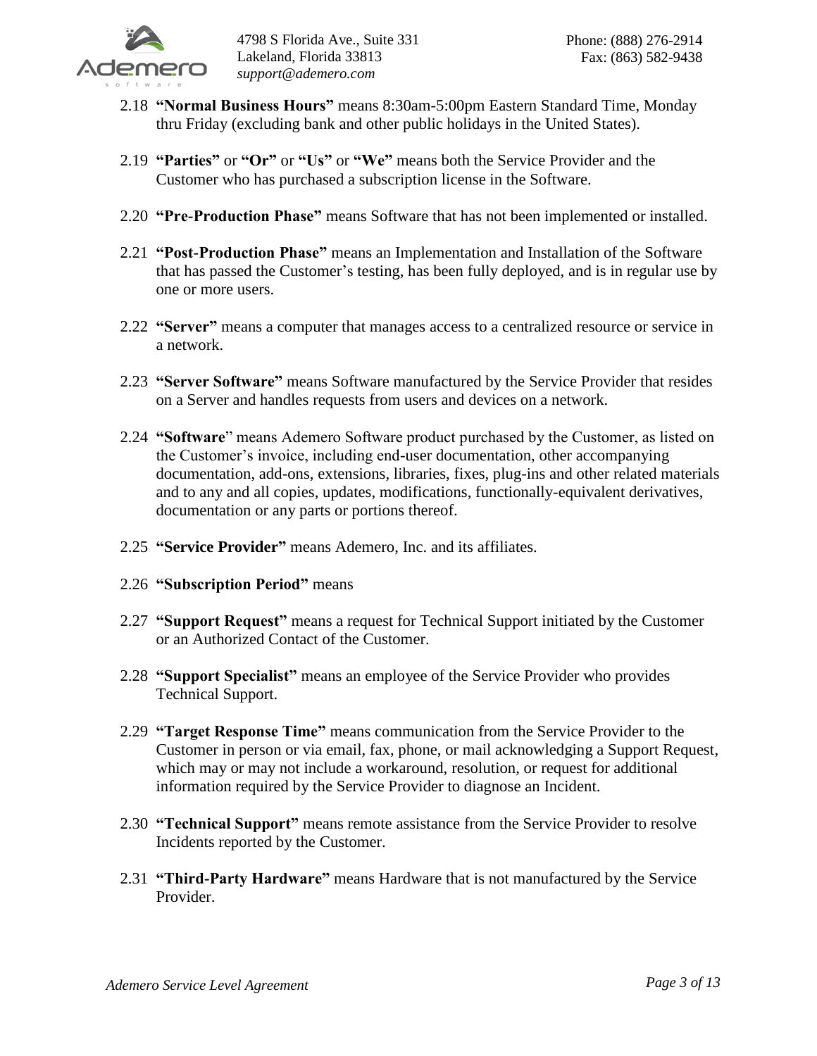2.18 **"Normal Business Hours"** means 8:30am-5:00pm Eastern Standard Time, Monday thru Friday (excluding bank and other public holidays in the United States).

2.19 **"Parties"** or **"Or"** or **"Us"** or **"We"** means both the Service Provider and the Customer who has purchased a subscription license in the Software.

2.20 **"Pre-Production Phase"** means Software that has not been implemented or installed.

2.21 **"Post-Production Phase"** means an Implementation and Installation of the Software that has passed the Customer's testing, has been fully deployed, and is in regular use by one or more users.

2.22 **"Server"** means a computer that manages access to a centralized resource or service in a network.

2.23 **"Server Software"** means Software manufactured by the Service Provider that resides on a Server and handles requests from users and devices on a network.

2.24 **"Software**" means Ademero Software product purchased by the Customer, as listed on the Customer's invoice, including end-user documentation, other accompanying documentation, add-ons, extensions, libraries, fixes, plug-ins and other related materials and to any and all copies, updates, modifications, functionally-equivalent derivatives, documentation or any parts or portions thereof.

2.25 **"Service Provider"** means Ademero, Inc. and its affiliates.

2.26 **"Subscription Period"** means

2.27 **"Support Request"** means a request for Technical Support initiated by the Customer or an Authorized Contact of the Customer.

2.28 **"Support Specialist"** means an employee of the Service Provider who provides Technical Support.

2.29 **"Target Response Time"** means communication from the Service Provider to the Customer in person or via email, fax, phone, or mail acknowledging a Support Request, which may or may not include a workaround, resolution, or request for additional information required by the Service Provider to diagnose an Incident.

2.30 **"Technical Support"** means remote assistance from the Service Provider to resolve Incidents reported by the Customer.

2.31 **"Third-Party Hardware"** means Hardware that is not manufactured by the Service Provider.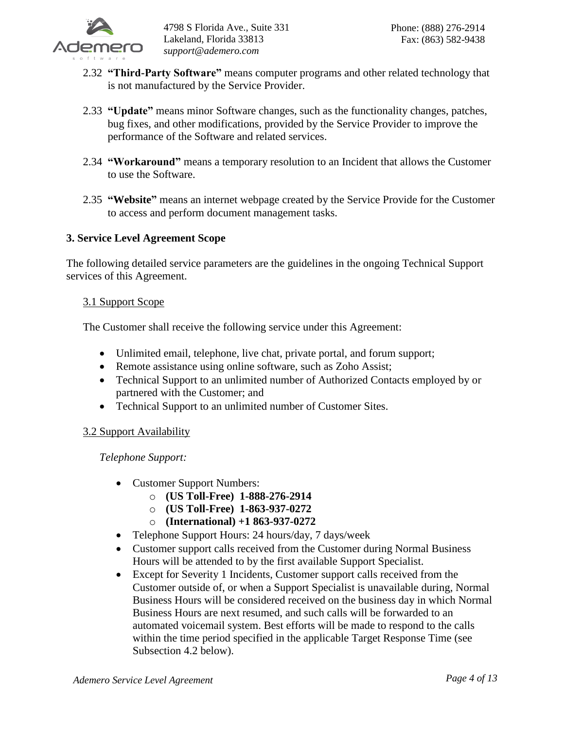2.32 **"Third-Party Software"** means computer programs and other related technology that is not manufactured by the Service Provider.

2.33 **"Update"** means minor Software changes, such as the functionality changes, patches, bug fixes, and other modifications, provided by the Service Provider to improve the performance of the Software and related services.

2.34 **"Workaround"** means a temporary resolution to an Incident that allows the Customer to use the Software.

2.35 **"Website"** means an internet webpage created by the Service Provide for the Customer to access and perform document management tasks.

## 3. Service Level Agreement Scope

The following detailed service parameters are the guidelines in the ongoing Technical Support services of this Agreement.

### 3.1 Support Scope

The Customer shall receive the following service under this Agreement:

- Unlimited email, telephone, live chat, private portal, and forum support;
- Remote assistance using online software, such as Zoho Assist;
- Technical Support to an unlimited number of Authorized Contacts employed by or partnered with the Customer; and
- Technical Support to an unlimited number of Customer Sites.

### 3.2 Support Availability

*Telephone Support:*

- Customer Support Numbers:
  - **(US Toll-Free) 1-888-276-2914**
  - **(US Toll-Free) 1-863-937-0272**
  - **(International) +1 863-937-0272**
- Telephone Support Hours: 24 hours/day, 7 days/week
- Customer support calls received from the Customer during Normal Business Hours will be attended to by the first available Support Specialist.
- Except for Severity 1 Incidents, Customer support calls received from the Customer outside of, or when a Support Specialist is unavailable during, Normal Business Hours will be considered received on the business day in which Normal Business Hours are next resumed, and such calls will be forwarded to an automated voicemail system. Best efforts will be made to respond to the calls within the time period specified in the applicable Target Response Time (see Subsection 4.2 below).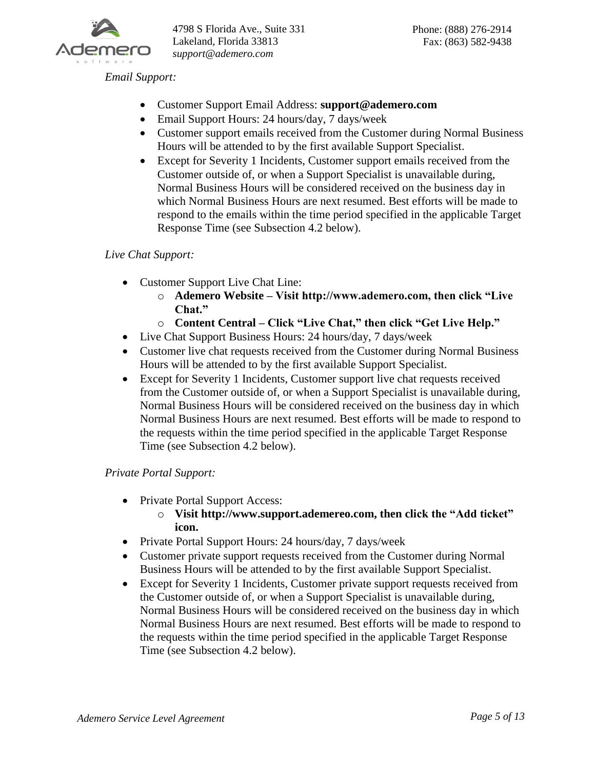*Email Support:*

- Customer Support Email Address: **support@ademero.com**
- Email Support Hours: 24 hours/day, 7 days/week
- Customer support emails received from the Customer during Normal Business Hours will be attended to by the first available Support Specialist.
- Except for Severity 1 Incidents, Customer support emails received from the Customer outside of, or when a Support Specialist is unavailable during, Normal Business Hours will be considered received on the business day in which Normal Business Hours are next resumed. Best efforts will be made to respond to the emails within the time period specified in the applicable Target Response Time (see Subsection 4.2 below).

*Live Chat Support:*

- Customer Support Live Chat Line:
  - **Ademero Website – Visit http://www.ademero.com, then click "Live Chat."**
  - **Content Central – Click "Live Chat," then click "Get Live Help."**
- Live Chat Support Business Hours: 24 hours/day, 7 days/week
- Customer live chat requests received from the Customer during Normal Business Hours will be attended to by the first available Support Specialist.
- Except for Severity 1 Incidents, Customer support live chat requests received from the Customer outside of, or when a Support Specialist is unavailable during, Normal Business Hours will be considered received on the business day in which Normal Business Hours are next resumed. Best efforts will be made to respond to the requests within the time period specified in the applicable Target Response Time (see Subsection 4.2 below).

*Private Portal Support:*

- Private Portal Support Access:
  - **Visit http://www.support.ademereo.com, then click the "Add ticket" icon.**
- Private Portal Support Hours: 24 hours/day, 7 days/week
- Customer private support requests received from the Customer during Normal Business Hours will be attended to by the first available Support Specialist.
- Except for Severity 1 Incidents, Customer private support requests received from the Customer outside of, or when a Support Specialist is unavailable during, Normal Business Hours will be considered received on the business day in which Normal Business Hours are next resumed. Best efforts will be made to respond to the requests within the time period specified in the applicable Target Response Time (see Subsection 4.2 below).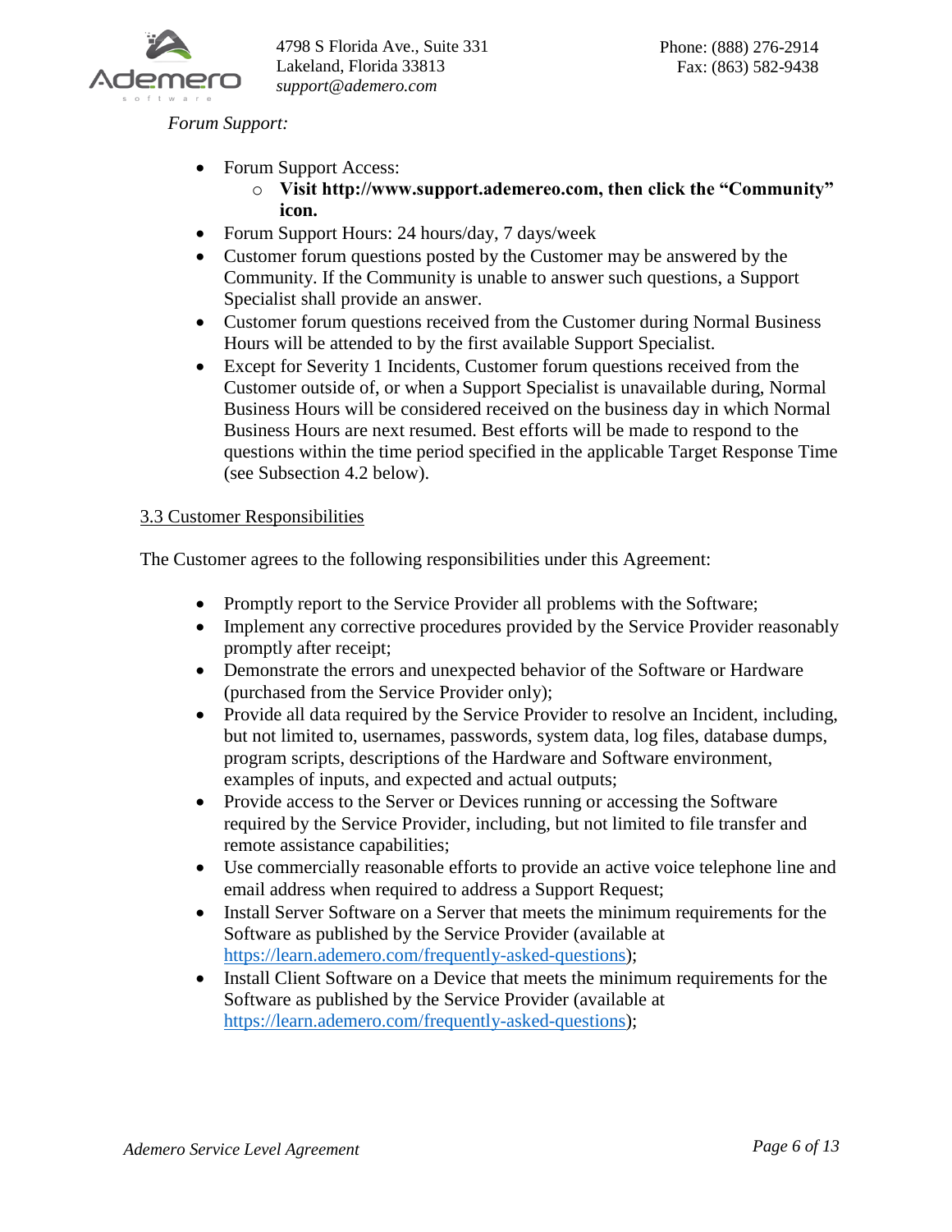*Forum Support:*

- Forum Support Access:
    - **Visit http://www.support.ademereo.com, then click the "Community" icon.**
- Forum Support Hours: 24 hours/day, 7 days/week
- Customer forum questions posted by the Customer may be answered by the Community. If the Community is unable to answer such questions, a Support Specialist shall provide an answer.
- Customer forum questions received from the Customer during Normal Business Hours will be attended to by the first available Support Specialist.
- Except for Severity 1 Incidents, Customer forum questions received from the Customer outside of, or when a Support Specialist is unavailable during, Normal Business Hours will be considered received on the business day in which Normal Business Hours are next resumed. Best efforts will be made to respond to the questions within the time period specified in the applicable Target Response Time (see Subsection 4.2 below).

### 3.3 Customer Responsibilities

The Customer agrees to the following responsibilities under this Agreement:

- Promptly report to the Service Provider all problems with the Software;
- Implement any corrective procedures provided by the Service Provider reasonably promptly after receipt;
- Demonstrate the errors and unexpected behavior of the Software or Hardware (purchased from the Service Provider only);
- Provide all data required by the Service Provider to resolve an Incident, including, but not limited to, usernames, passwords, system data, log files, database dumps, program scripts, descriptions of the Hardware and Software environment, examples of inputs, and expected and actual outputs;
- Provide access to the Server or Devices running or accessing the Software required by the Service Provider, including, but not limited to file transfer and remote assistance capabilities;
- Use commercially reasonable efforts to provide an active voice telephone line and email address when required to address a Support Request;
- Install Server Software on a Server that meets the minimum requirements for the Software as published by the Service Provider (available at https://learn.ademero.com/frequently-asked-questions);
- Install Client Software on a Device that meets the minimum requirements for the Software as published by the Service Provider (available at https://learn.ademero.com/frequently-asked-questions);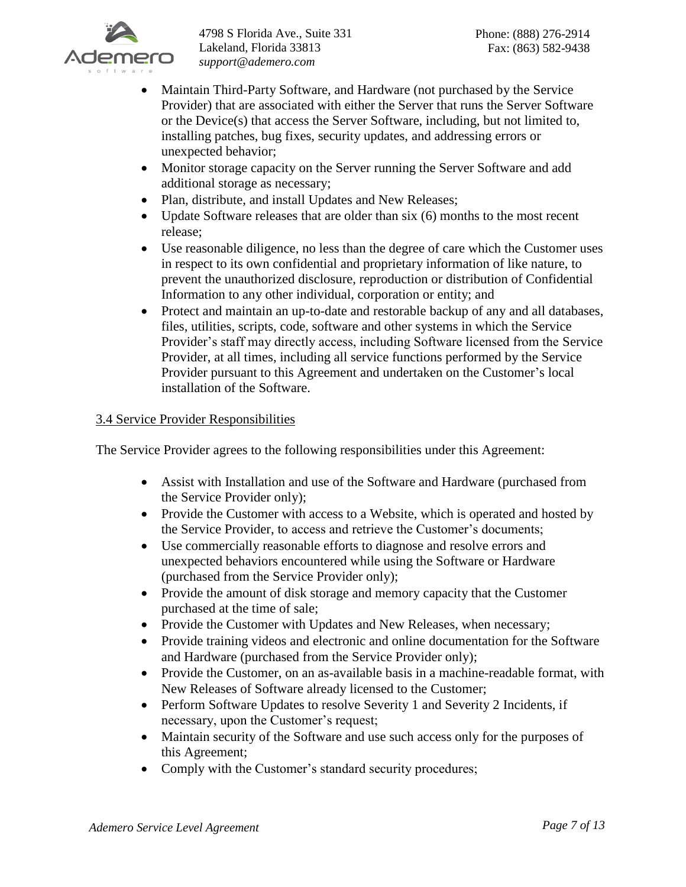- Maintain Third-Party Software, and Hardware (not purchased by the Service Provider) that are associated with either the Server that runs the Server Software or the Device(s) that access the Server Software, including, but not limited to, installing patches, bug fixes, security updates, and addressing errors or unexpected behavior;
- Monitor storage capacity on the Server running the Server Software and add additional storage as necessary;
- Plan, distribute, and install Updates and New Releases;
- Update Software releases that are older than six (6) months to the most recent release;
- Use reasonable diligence, no less than the degree of care which the Customer uses in respect to its own confidential and proprietary information of like nature, to prevent the unauthorized disclosure, reproduction or distribution of Confidential Information to any other individual, corporation or entity; and
- Protect and maintain an up-to-date and restorable backup of any and all databases, files, utilities, scripts, code, software and other systems in which the Service Provider's staff may directly access, including Software licensed from the Service Provider, at all times, including all service functions performed by the Service Provider pursuant to this Agreement and undertaken on the Customer's local installation of the Software.

### 3.4 Service Provider Responsibilities

The Service Provider agrees to the following responsibilities under this Agreement:

- Assist with Installation and use of the Software and Hardware (purchased from the Service Provider only);
- Provide the Customer with access to a Website, which is operated and hosted by the Service Provider, to access and retrieve the Customer's documents;
- Use commercially reasonable efforts to diagnose and resolve errors and unexpected behaviors encountered while using the Software or Hardware (purchased from the Service Provider only);
- Provide the amount of disk storage and memory capacity that the Customer purchased at the time of sale;
- Provide the Customer with Updates and New Releases, when necessary;
- Provide training videos and electronic and online documentation for the Software and Hardware (purchased from the Service Provider only);
- Provide the Customer, on an as-available basis in a machine-readable format, with New Releases of Software already licensed to the Customer;
- Perform Software Updates to resolve Severity 1 and Severity 2 Incidents, if necessary, upon the Customer's request;
- Maintain security of the Software and use such access only for the purposes of this Agreement;
- Comply with the Customer's standard security procedures;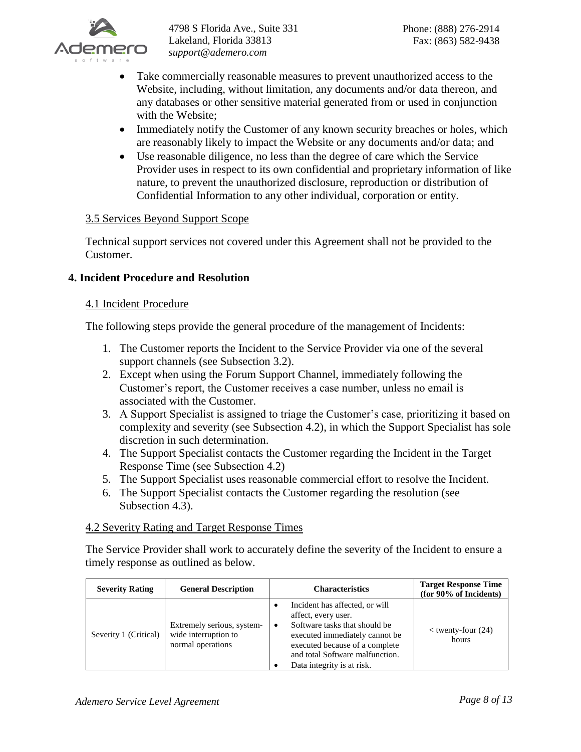- Take commercially reasonable measures to prevent unauthorized access to the Website, including, without limitation, any documents and/or data thereon, and any databases or other sensitive material generated from or used in conjunction with the Website;
- Immediately notify the Customer of any known security breaches or holes, which are reasonably likely to impact the Website or any documents and/or data; and
- Use reasonable diligence, no less than the degree of care which the Service Provider uses in respect to its own confidential and proprietary information of like nature, to prevent the unauthorized disclosure, reproduction or distribution of Confidential Information to any other individual, corporation or entity.

### 3.5 Services Beyond Support Scope

Technical support services not covered under this Agreement shall not be provided to the Customer.

## 4. Incident Procedure and Resolution

### 4.1 Incident Procedure

The following steps provide the general procedure of the management of Incidents:

1. The Customer reports the Incident to the Service Provider via one of the several support channels (see Subsection 3.2).
2. Except when using the Forum Support Channel, immediately following the Customer's report, the Customer receives a case number, unless no email is associated with the Customer.
3. A Support Specialist is assigned to triage the Customer's case, prioritizing it based on complexity and severity (see Subsection 4.2), in which the Support Specialist has sole discretion in such determination.
4. The Support Specialist contacts the Customer regarding the Incident in the Target Response Time (see Subsection 4.2)
5. The Support Specialist uses reasonable commercial effort to resolve the Incident.
6. The Support Specialist contacts the Customer regarding the resolution (see Subsection 4.3).

### 4.2 Severity Rating and Target Response Times

The Service Provider shall work to accurately define the severity of the Incident to ensure a timely response as outlined as below.

| Severity Rating | General Description | Characteristics | Target Response Time (for 90% of Incidents) |
|---|---|---|---|
| Severity 1 (Critical) | Extremely serious, system-wide interruption to normal operations | • Incident has affected, or will affect, every user.<br>• Software tasks that should be executed immediately cannot be executed because of a complete and total Software malfunction.<br>• Data integrity is at risk. | < twenty-four (24) hours |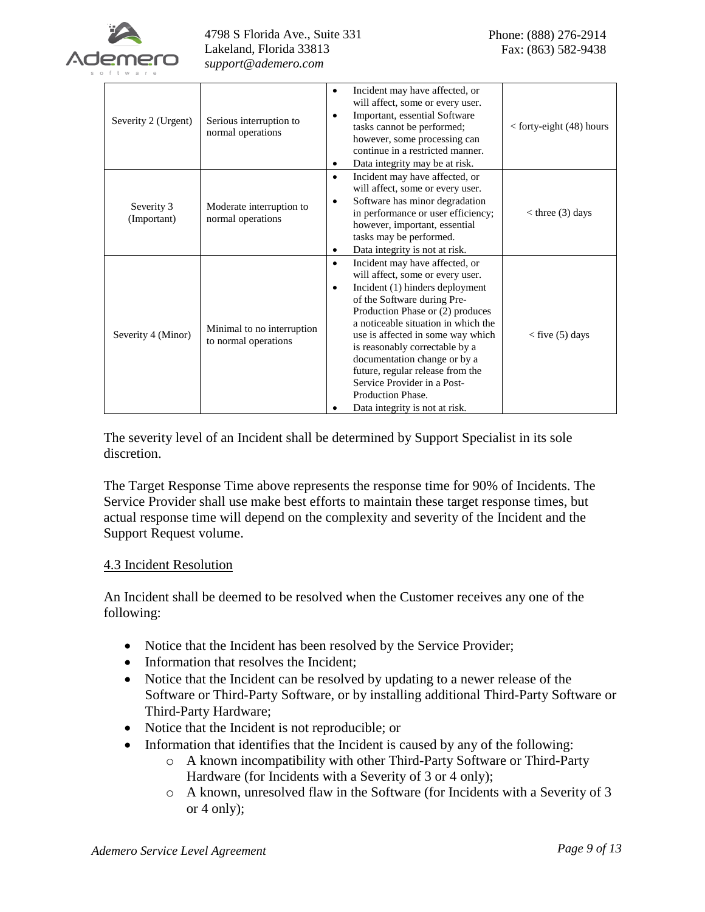| Severity 2 (Urgent) | Serious interruption to normal operations | • Incident may have affected, or will affect, some or every user.<br>• Important, essential Software tasks cannot be performed; however, some processing can continue in a restricted manner.<br>• Data integrity may be at risk. | < forty-eight (48) hours |
|---|---|---|---|
| Severity 3 (Important) | Moderate interruption to normal operations | • Incident may have affected, or will affect, some or every user.<br>• Software has minor degradation in performance or user efficiency; however, important, essential tasks may be performed.<br>• Data integrity is not at risk. | < three (3) days |
| Severity 4 (Minor) | Minimal to no interruption to normal operations | • Incident may have affected, or will affect, some or every user.<br>• Incident (1) hinders deployment of the Software during Pre-Production Phase or (2) produces a noticeable situation in which the use is affected in some way which is reasonably correctable by a documentation change or by a future, regular release from the Service Provider in a Post-Production Phase.<br>• Data integrity is not at risk. | < five (5) days |

The severity level of an Incident shall be determined by Support Specialist in its sole discretion.

The Target Response Time above represents the response time for 90% of Incidents. The Service Provider shall use make best efforts to maintain these target response times, but actual response time will depend on the complexity and severity of the Incident and the Support Request volume.

### 4.3 Incident Resolution

An Incident shall be deemed to be resolved when the Customer receives any one of the following:

- Notice that the Incident has been resolved by the Service Provider;
- Information that resolves the Incident;
- Notice that the Incident can be resolved by updating to a newer release of the Software or Third-Party Software, or by installing additional Third-Party Software or Third-Party Hardware;
- Notice that the Incident is not reproducible; or
- Information that identifies that the Incident is caused by any of the following:
  - A known incompatibility with other Third-Party Software or Third-Party Hardware (for Incidents with a Severity of 3 or 4 only);
  - A known, unresolved flaw in the Software (for Incidents with a Severity of 3 or 4 only);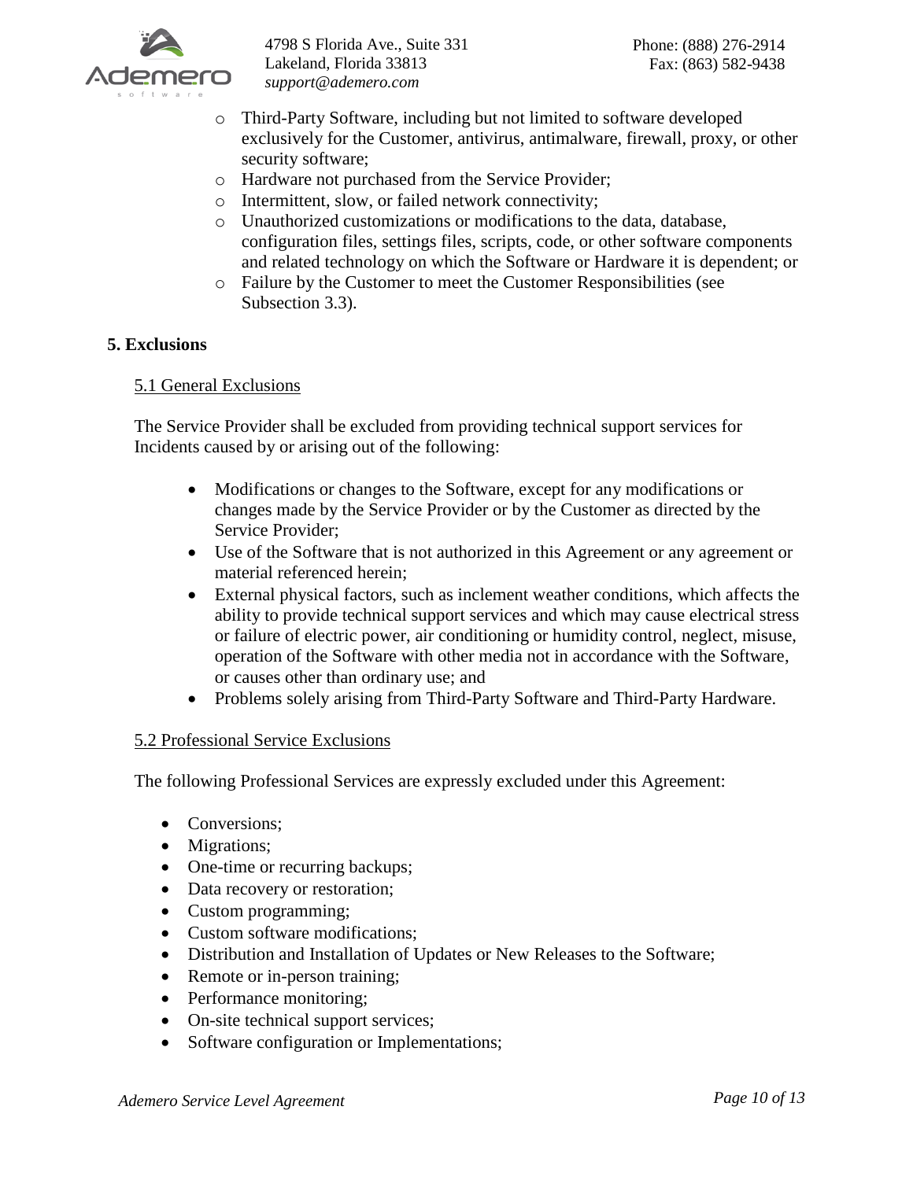- Third-Party Software, including but not limited to software developed exclusively for the Customer, antivirus, antimalware, firewall, proxy, or other security software;
- Hardware not purchased from the Service Provider;
- Intermittent, slow, or failed network connectivity;
- Unauthorized customizations or modifications to the data, database, configuration files, settings files, scripts, code, or other software components and related technology on which the Software or Hardware it is dependent; or
- Failure by the Customer to meet the Customer Responsibilities (see Subsection 3.3).

## 5. Exclusions

### 5.1 General Exclusions

The Service Provider shall be excluded from providing technical support services for Incidents caused by or arising out of the following:

- Modifications or changes to the Software, except for any modifications or changes made by the Service Provider or by the Customer as directed by the Service Provider;
- Use of the Software that is not authorized in this Agreement or any agreement or material referenced herein;
- External physical factors, such as inclement weather conditions, which affects the ability to provide technical support services and which may cause electrical stress or failure of electric power, air conditioning or humidity control, neglect, misuse, operation of the Software with other media not in accordance with the Software, or causes other than ordinary use; and
- Problems solely arising from Third-Party Software and Third-Party Hardware.

### 5.2 Professional Service Exclusions

The following Professional Services are expressly excluded under this Agreement:

- Conversions;
- Migrations;
- One-time or recurring backups;
- Data recovery or restoration;
- Custom programming;
- Custom software modifications;
- Distribution and Installation of Updates or New Releases to the Software;
- Remote or in-person training;
- Performance monitoring;
- On-site technical support services;
- Software configuration or Implementations;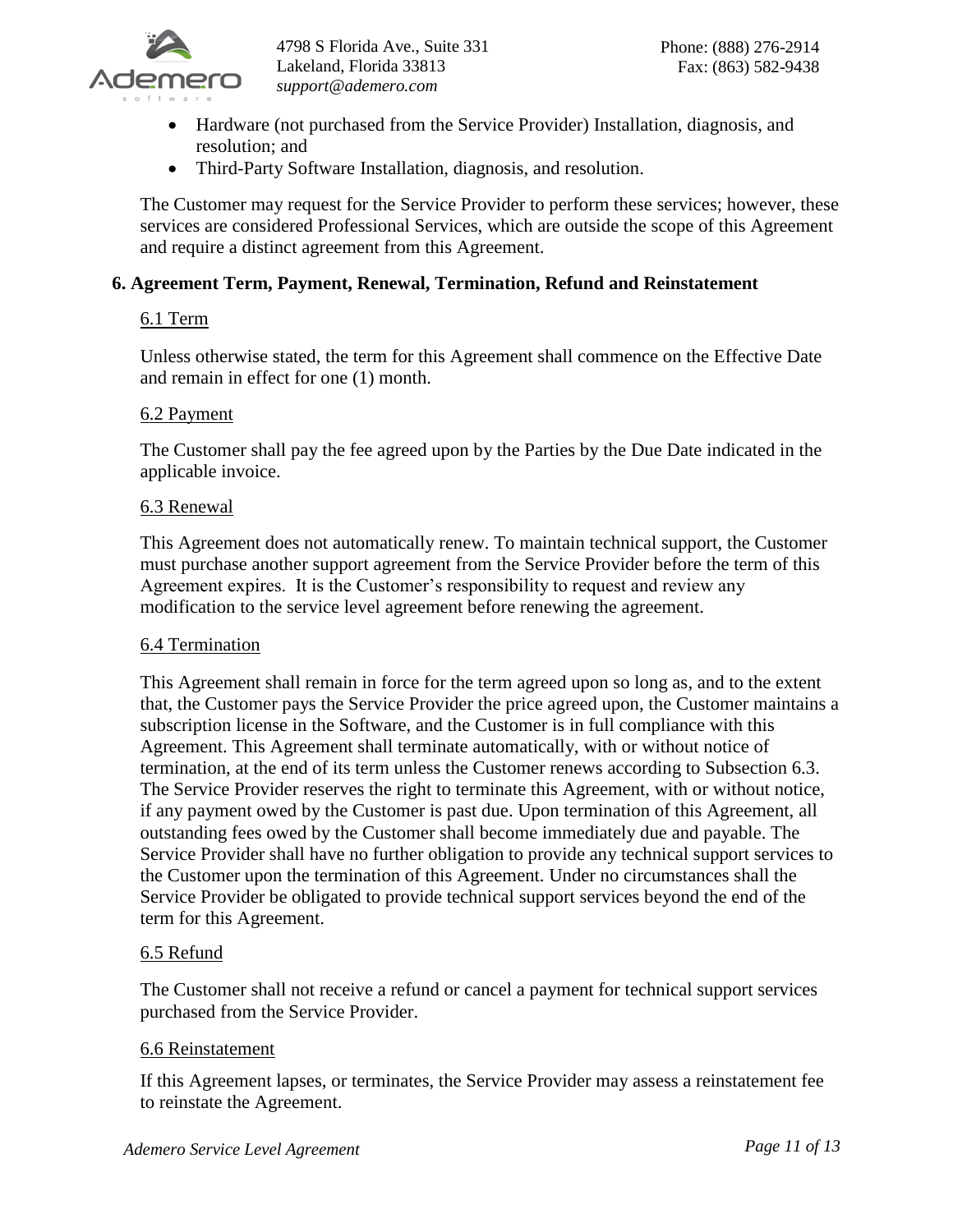- Hardware (not purchased from the Service Provider) Installation, diagnosis, and resolution; and
- Third-Party Software Installation, diagnosis, and resolution.

The Customer may request for the Service Provider to perform these services; however, these services are considered Professional Services, which are outside the scope of this Agreement and require a distinct agreement from this Agreement.

## 6. Agreement Term, Payment, Renewal, Termination, Refund and Reinstatement

### 6.1 Term

Unless otherwise stated, the term for this Agreement shall commence on the Effective Date and remain in effect for one (1) month.

### 6.2 Payment

The Customer shall pay the fee agreed upon by the Parties by the Due Date indicated in the applicable invoice.

### 6.3 Renewal

This Agreement does not automatically renew. To maintain technical support, the Customer must purchase another support agreement from the Service Provider before the term of this Agreement expires. It is the Customer's responsibility to request and review any modification to the service level agreement before renewing the agreement.

### 6.4 Termination

This Agreement shall remain in force for the term agreed upon so long as, and to the extent that, the Customer pays the Service Provider the price agreed upon, the Customer maintains a subscription license in the Software, and the Customer is in full compliance with this Agreement. This Agreement shall terminate automatically, with or without notice of termination, at the end of its term unless the Customer renews according to Subsection 6.3. The Service Provider reserves the right to terminate this Agreement, with or without notice, if any payment owed by the Customer is past due. Upon termination of this Agreement, all outstanding fees owed by the Customer shall become immediately due and payable. The Service Provider shall have no further obligation to provide any technical support services to the Customer upon the termination of this Agreement. Under no circumstances shall the Service Provider be obligated to provide technical support services beyond the end of the term for this Agreement.

### 6.5 Refund

The Customer shall not receive a refund or cancel a payment for technical support services purchased from the Service Provider.

### 6.6 Reinstatement

If this Agreement lapses, or terminates, the Service Provider may assess a reinstatement fee to reinstate the Agreement.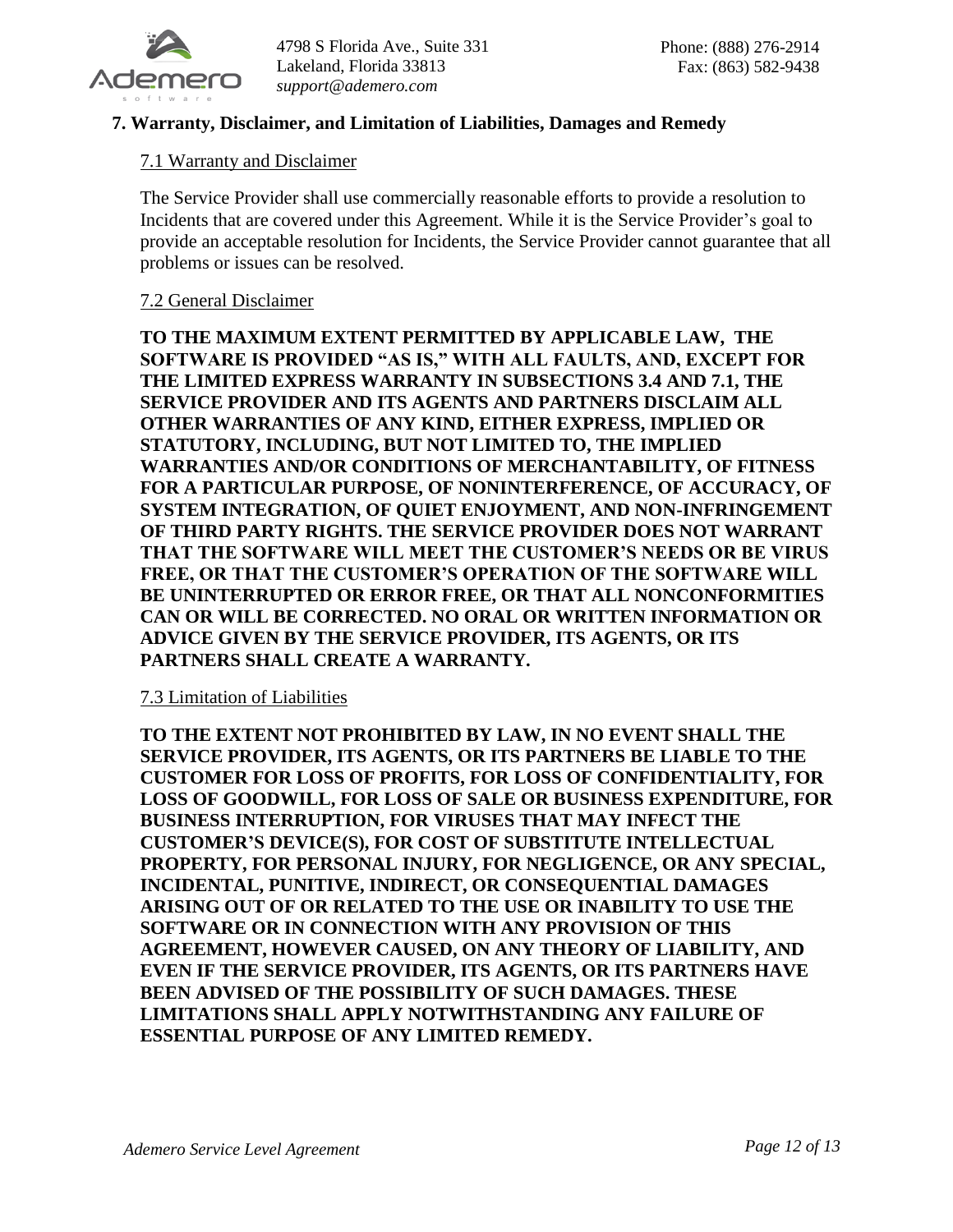## 7. Warranty, Disclaimer, and Limitation of Liabilities, Damages and Remedy

### 7.1 Warranty and Disclaimer

The Service Provider shall use commercially reasonable efforts to provide a resolution to Incidents that are covered under this Agreement. While it is the Service Provider's goal to provide an acceptable resolution for Incidents, the Service Provider cannot guarantee that all problems or issues can be resolved.

### 7.2 General Disclaimer

**TO THE MAXIMUM EXTENT PERMITTED BY APPLICABLE LAW, THE SOFTWARE IS PROVIDED "AS IS," WITH ALL FAULTS, AND, EXCEPT FOR THE LIMITED EXPRESS WARRANTY IN SUBSECTIONS 3.4 AND 7.1, THE SERVICE PROVIDER AND ITS AGENTS AND PARTNERS DISCLAIM ALL OTHER WARRANTIES OF ANY KIND, EITHER EXPRESS, IMPLIED OR STATUTORY, INCLUDING, BUT NOT LIMITED TO, THE IMPLIED WARRANTIES AND/OR CONDITIONS OF MERCHANTABILITY, OF FITNESS FOR A PARTICULAR PURPOSE, OF NONINTERFERENCE, OF ACCURACY, OF SYSTEM INTEGRATION, OF QUIET ENJOYMENT, AND NON-INFRINGEMENT OF THIRD PARTY RIGHTS. THE SERVICE PROVIDER DOES NOT WARRANT THAT THE SOFTWARE WILL MEET THE CUSTOMER'S NEEDS OR BE VIRUS FREE, OR THAT THE CUSTOMER'S OPERATION OF THE SOFTWARE WILL BE UNINTERRUPTED OR ERROR FREE, OR THAT ALL NONCONFORMITIES CAN OR WILL BE CORRECTED. NO ORAL OR WRITTEN INFORMATION OR ADVICE GIVEN BY THE SERVICE PROVIDER, ITS AGENTS, OR ITS PARTNERS SHALL CREATE A WARRANTY.**

### 7.3 Limitation of Liabilities

**TO THE EXTENT NOT PROHIBITED BY LAW, IN NO EVENT SHALL THE SERVICE PROVIDER, ITS AGENTS, OR ITS PARTNERS BE LIABLE TO THE CUSTOMER FOR LOSS OF PROFITS, FOR LOSS OF CONFIDENTIALITY, FOR LOSS OF GOODWILL, FOR LOSS OF SALE OR BUSINESS EXPENDITURE, FOR BUSINESS INTERRUPTION, FOR VIRUSES THAT MAY INFECT THE CUSTOMER'S DEVICE(S), FOR COST OF SUBSTITUTE INTELLECTUAL PROPERTY, FOR PERSONAL INJURY, FOR NEGLIGENCE, OR ANY SPECIAL, INCIDENTAL, PUNITIVE, INDIRECT, OR CONSEQUENTIAL DAMAGES ARISING OUT OF OR RELATED TO THE USE OR INABILITY TO USE THE SOFTWARE OR IN CONNECTION WITH ANY PROVISION OF THIS AGREEMENT, HOWEVER CAUSED, ON ANY THEORY OF LIABILITY, AND EVEN IF THE SERVICE PROVIDER, ITS AGENTS, OR ITS PARTNERS HAVE BEEN ADVISED OF THE POSSIBILITY OF SUCH DAMAGES. THESE LIMITATIONS SHALL APPLY NOTWITHSTANDING ANY FAILURE OF ESSENTIAL PURPOSE OF ANY LIMITED REMEDY.**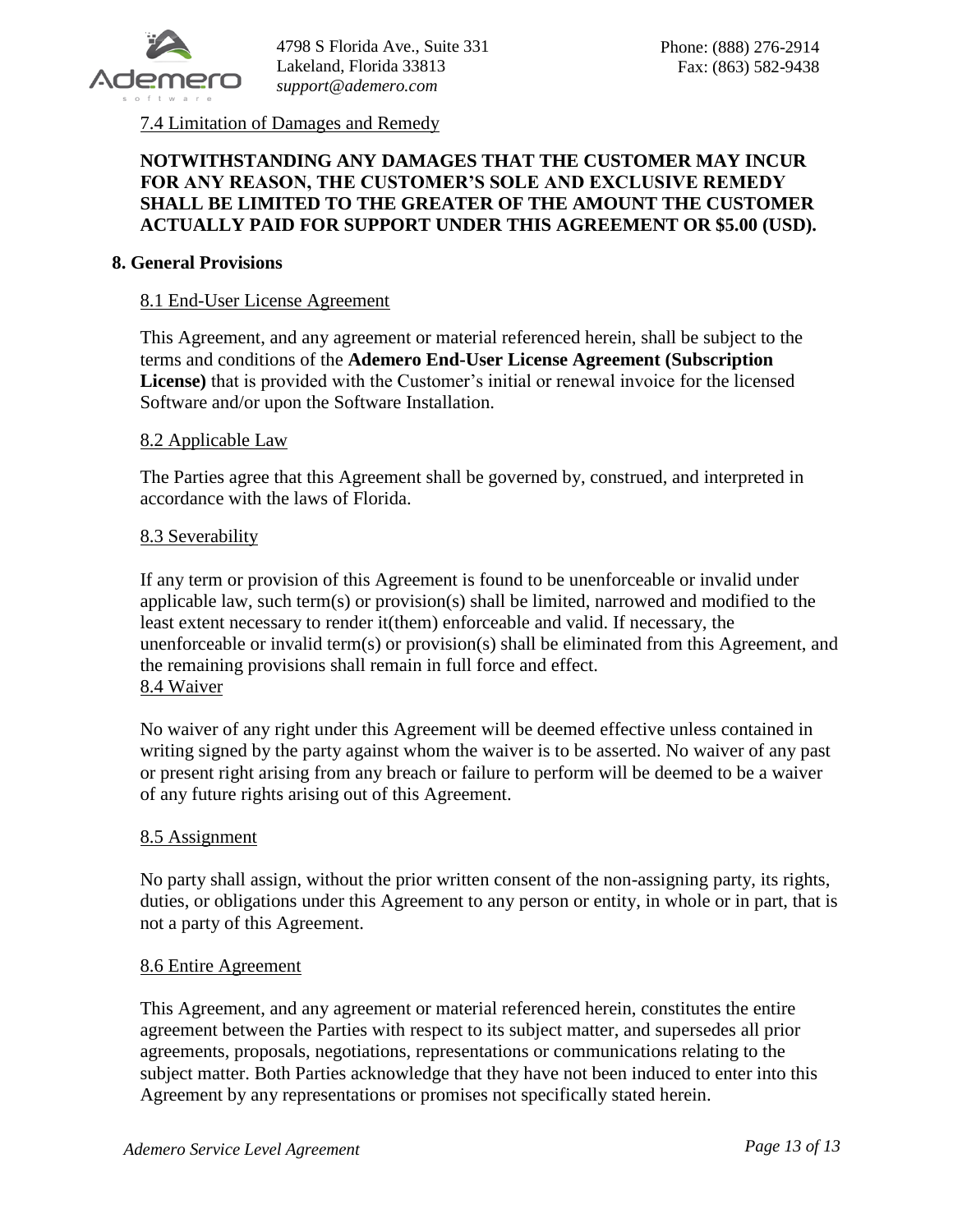### 7.4 Limitation of Damages and Remedy

**NOTWITHSTANDING ANY DAMAGES THAT THE CUSTOMER MAY INCUR FOR ANY REASON, THE CUSTOMER'S SOLE AND EXCLUSIVE REMEDY SHALL BE LIMITED TO THE GREATER OF THE AMOUNT THE CUSTOMER ACTUALLY PAID FOR SUPPORT UNDER THIS AGREEMENT OR $5.00 (USD).**

## 8. General Provisions

### 8.1 End-User License Agreement

This Agreement, and any agreement or material referenced herein, shall be subject to the terms and conditions of the **Ademero End-User License Agreement (Subscription License)** that is provided with the Customer's initial or renewal invoice for the licensed Software and/or upon the Software Installation.

### 8.2 Applicable Law

The Parties agree that this Agreement shall be governed by, construed, and interpreted in accordance with the laws of Florida.

### 8.3 Severability

If any term or provision of this Agreement is found to be unenforceable or invalid under applicable law, such term(s) or provision(s) shall be limited, narrowed and modified to the least extent necessary to render it(them) enforceable and valid. If necessary, the unenforceable or invalid term(s) or provision(s) shall be eliminated from this Agreement, and the remaining provisions shall remain in full force and effect.

### 8.4 Waiver

No waiver of any right under this Agreement will be deemed effective unless contained in writing signed by the party against whom the waiver is to be asserted. No waiver of any past or present right arising from any breach or failure to perform will be deemed to be a waiver of any future rights arising out of this Agreement.

### 8.5 Assignment

No party shall assign, without the prior written consent of the non-assigning party, its rights, duties, or obligations under this Agreement to any person or entity, in whole or in part, that is not a party of this Agreement.

### 8.6 Entire Agreement

This Agreement, and any agreement or material referenced herein, constitutes the entire agreement between the Parties with respect to its subject matter, and supersedes all prior agreements, proposals, negotiations, representations or communications relating to the subject matter. Both Parties acknowledge that they have not been induced to enter into this Agreement by any representations or promises not specifically stated herein.